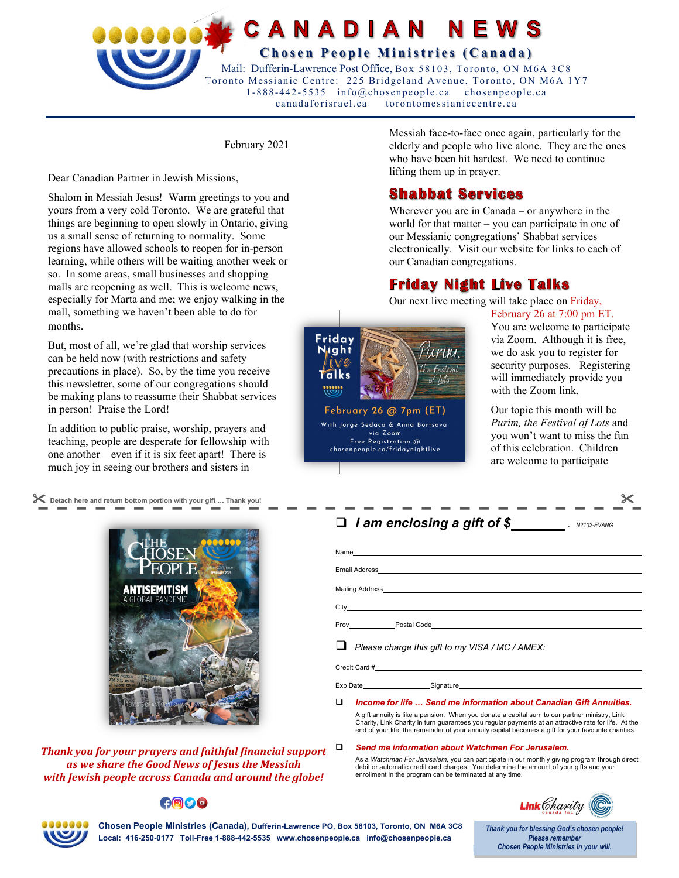# CANADIAN NEWS

## Chosen People Ministries (Canada)

Mail: Dufferin-Lawrence Post Office, Box 58103, Toronto, ON M6A 3C8
Toronto Messianic Centre: 225 Bridgeland Avenue, Toronto, ON M6A 1Y7
1-888-442-5535 info@chosenpeople.ca chosenpeople.ca
canadaforisrael.ca torontomessianiccentre.ca

February 2021

Dear Canadian Partner in Jewish Missions,

Shalom in Messiah Jesus! Warm greetings to you and yours from a very cold Toronto. We are grateful that things are beginning to open slowly in Ontario, giving us a small sense of returning to normality. Some regions have allowed schools to reopen for in-person learning, while others will be waiting another week or so. In some areas, small businesses and shopping malls are reopening as well. This is welcome news, especially for Marta and me; we enjoy walking in the mall, something we haven't been able to do for months.

But, most of all, we're glad that worship services can be held now (with restrictions and safety precautions in place). So, by the time you receive this newsletter, some of our congregations should be making plans to reassume their Shabbat services in person! Praise the Lord!

In addition to public praise, worship, prayers and teaching, people are desperate for fellowship with one another – even if it is six feet apart! There is much joy in seeing our brothers and sisters in Messiah face-to-face once again, particularly for the elderly and people who live alone. They are the ones who have been hit hardest. We need to continue lifting them up in prayer.

## Shabbat Services

Wherever you are in Canada – or anywhere in the world for that matter – you can participate in one of our Messianic congregations' Shabbat services electronically. Visit our website for links to each of our Canadian congregations.

## Friday Night Live Talks

Our next live meeting will take place on Friday, February 26 at 7:00 pm ET. You are welcome to participate via Zoom. Although it is free, we do ask you to register for security purposes. Registering will immediately provide you with the Zoom link.

Friday Night Live Talks — Purim, the Festival of Lots
February 26 @ 7pm (ET)
With Jorge Sedaca & Anna Bortsova via Zoom
Free Registration @ chosenpeople.ca/fridaynightlive

Our topic this month will be *Purim, the Festival of Lots* and you won't want to miss the fun of this celebration. Children are welcome to participate

---

Detach here and return bottom portion with your gift … Thank you!

*Thank you for your prayers and faithful financial support as we share the Good News of Jesus the Messiah with Jewish people across Canada and around the globe!*

- ❑ ***I am enclosing a gift of $________.*** N2102-EVANG

Name ____________________
Email Address ____________________
Mailing Address ____________________
City ____________________
Prov __________ Postal Code ____________________

- ❑ *Please charge this gift to my VISA / MC / AMEX:*

Credit Card # ____________________
Exp Date __________ Signature ____________________

- ❑ ***Income for life … Send me information about Canadian Gift Annuities.***
  A gift annuity is like a pension. When you donate a capital sum to our partner ministry, Link Charity, Link Charity in turn guarantees you regular payments at an attractive rate for life. At the end of your life, the remainder of your annuity capital becomes a gift for your favourite charities.

- ❑ ***Send me information about Watchmen For Jerusalem.***
  As a *Watchmen For Jerusalem*, you can participate in our monthly giving program through direct debit or automatic credit card charges. You determine the amount of your gifts and your enrollment in the program can be terminated at any time.

**Chosen People Ministries (Canada), Dufferin-Lawrence PO, Box 58103, Toronto, ON M6A 3C8**
**Local: 416-250-0177 Toll-Free 1-888-442-5535 www.chosenpeople.ca info@chosenpeople.ca**

*Thank you for blessing God's chosen people! Please remember Chosen People Ministries in your will.*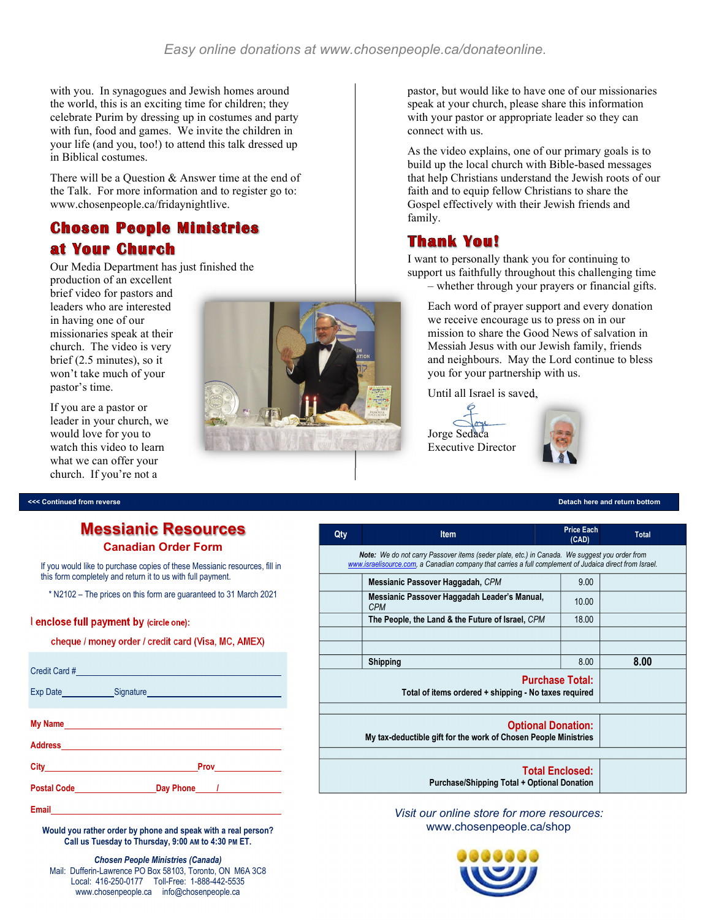*Easy online donations at www.chosenpeople.ca/donateonline.*

with you. In synagogues and Jewish homes around the world, this is an exciting time for children; they celebrate Purim by dressing up in costumes and party with fun, food and games. We invite the children in your life (and you, too!) to attend this talk dressed up in Biblical costumes.

There will be a Question & Answer time at the end of the Talk. For more information and to register go to: www.chosenpeople.ca/fridaynightlive.

## Chosen People Ministries at Your Church

Our Media Department has just finished the production of an excellent brief video for pastors and leaders who are interested in having one of our missionaries speak at their church. The video is very brief (2.5 minutes), so it won't take much of your pastor's time.

If you are a pastor or leader in your church, we would love for you to watch this video to learn what we can offer your church. If you're not a pastor, but would like to have one of our missionaries speak at your church, please share this information with your pastor or appropriate leader so they can connect with us.

As the video explains, one of our primary goals is to build up the local church with Bible-based messages that help Christians understand the Jewish roots of our faith and to equip fellow Christians to share the Gospel effectively with their Jewish friends and family.

## Thank You!

I want to personally thank you for continuing to support us faithfully throughout this challenging time – whether through your prayers or financial gifts.

Each word of prayer support and every donation we receive encourage us to press on in our mission to share the Good News of salvation in Messiah Jesus with our Jewish family, friends and neighbours. May the Lord continue to bless you for your partnership with us.

Until all Israel is saved,

Jorge Sedaca
Executive Director

**<<< Continued from reverse** — **Detach here and return bottom**

## Messianic Resources

### Canadian Order Form

If you would like to purchase copies of these Messianic resources, fill in this form completely and return it to us with full payment.

\* N2102 – The prices on this form are guaranteed to 31 March 2021

**I enclose full payment by** (circle one):

cheque / money order / credit card (Visa, MC, AMEX)

Credit Card # ______________________

Exp Date __________ Signature ______________________

**My Name** ______________________

**Address** ______________________

**City** ______________ **Prov** ________

**Postal Code** __________ **Day Phone** ____ / ________

**Email** ______________________

**Would you rather order by phone and speak with a real person? Call us Tuesday to Thursday, 9:00 AM to 4:30 PM ET.**

***Chosen People Ministries (Canada)***
Mail: Dufferin-Lawrence PO Box 58103, Toronto, ON M6A 3C8
Local: 416-250-0177 Toll-Free: 1-888-442-5535
www.chosenpeople.ca info@chosenpeople.ca

| Qty | Item | Price Each (CAD) | Total |
|---|---|---|---|
| | ***Note:** We do not carry Passover items (seder plate, etc.) in Canada. We suggest you order from www.israelisource.com, a Canadian company that carries a full complement of Judaica direct from Israel.* | | |
| | **Messianic Passover Haggadah,** *CPM* | 9.00 | |
| | **Messianic Passover Haggadah Leader's Manual,** *CPM* | 10.00 | |
| | **The People, the Land & the Future of Israel,** *CPM* | 18.00 | |
| | | | |
| | | | |
| | **Shipping** | 8.00 | **8.00** |
| | **Purchase Total:** Total of items ordered + shipping - No taxes required | | |
| | **Optional Donation:** My tax-deductible gift for the work of Chosen People Ministries | | |
| | **Total Enclosed:** Purchase/Shipping Total + Optional Donation | | |

*Visit our online store for more resources:*
www.chosenpeople.ca/shop